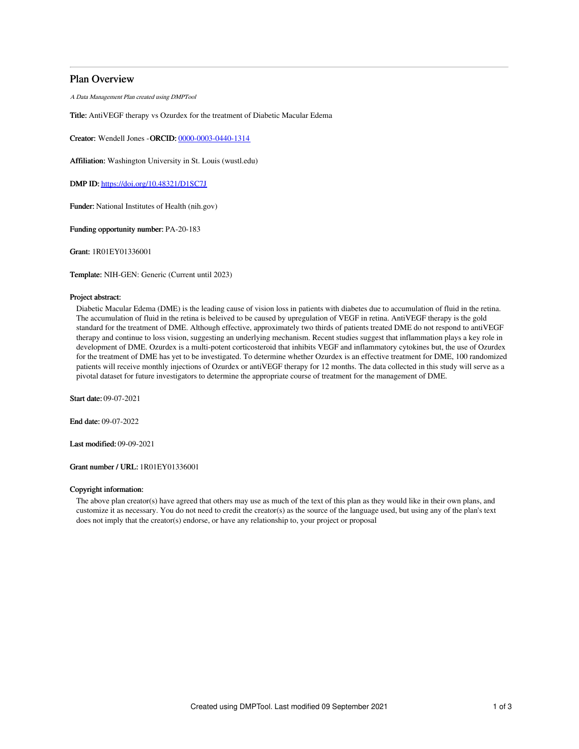# Plan Overview

*A Data Management Plan created using DMPTool*

**Title:** AntiVEGF therapy vs Ozurdex for the treatment of Diabetic Macular Edema

**Creator:** Wendell Jones -**ORCID:** [0000-0003-0440-1314](https://orcid.org/0000-0003-0440-1314)

**Affiliation:** Washington University in St. Louis (wustl.edu)

**DMP ID:** [https://doi.org/10.48321/D1SC7J](https://doi.org/10.48321/D1SC7J)

**Funder:** National Institutes of Health (nih.gov)

**Funding opportunity number:** PA-20-183

**Grant:** 1R01EY01336001

**Template:** NIH-GEN: Generic (Current until 2023)

**Project abstract:**

Diabetic Macular Edema (DME) is the leading cause of vision loss in patients with diabetes due to accumulation of fluid in the retina. The accumulation of fluid in the retina is beleived to be caused by upregulation of VEGF in retina. AntiVEGF therapy is the gold standard for the treatment of DME. Although effective, approximately two thirds of patients treated DME do not respond to antiVEGF therapy and continue to loss vision, suggesting an underlying mechanism. Recent studies suggest that inflammation plays a key role in development of DME. Ozurdex is a multi-potent corticosteroid that inhibits VEGF and inflammatory cytokines but, the use of Ozurdex for the treatment of DME has yet to be investigated. To determine whether Ozurdex is an effective treatment for DME, 100 randomized patients will receive monthly injections of Ozurdex or antiVEGF therapy for 12 months. The data collected in this study will serve as a pivotal dataset for future investigators to determine the appropriate course of treatment for the management of DME.

**Start date:** 09-07-2021

**End date:** 09-07-2022

**Last modified:** 09-09-2021

**Grant number / URL:** 1R01EY01336001

**Copyright information:**

The above plan creator(s) have agreed that others may use as much of the text of this plan as they would like in their own plans, and customize it as necessary. You do not need to credit the creator(s) as the source of the language used, but using any of the plan's text does not imply that the creator(s) endorse, or have any relationship to, your project or proposal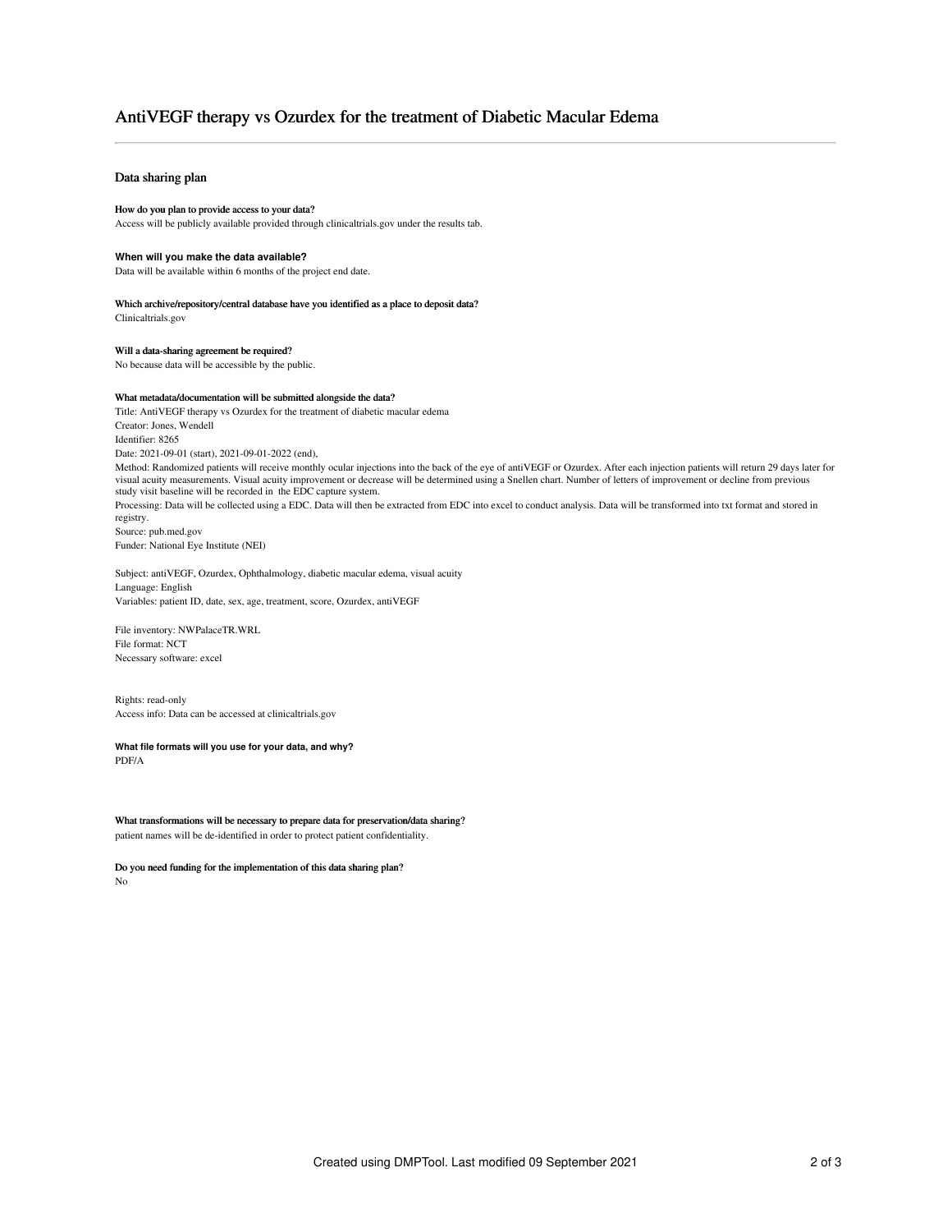# AntiVEGF therapy vs Ozurdex for the treatment of Diabetic Macular Edema

## Data sharing plan

**How do you plan to provide access to your data?**

Access will be publicly available provided through clinicaltrials.gov under the results tab.

**When will you make the data available?**

Data will be available within 6 months of the project end date.

**Which archive/repository/central database have you identified as a place to deposit data?**

Clinicaltrials.gov

**Will a data-sharing agreement be required?**

No because data will be accessible by the public.

**What metadata/documentation will be submitted alongside the data?**

Title: AntiVEGF therapy vs Ozurdex for the treatment of diabetic macular edema
Creator: Jones, Wendell
Identifier: 8265
Date: 2021-09-01 (start), 2021-09-01-2022 (end),
Method: Randomized patients will receive monthly ocular injections into the back of the eye of antiVEGF or Ozurdex. After each injection patients will return 29 days later for visual acuity measurements. Visual acuity improvement or decrease will be determined using a Snellen chart. Number of letters of improvement or decline from previous study visit baseline will be recorded in the EDC capture system.
Processing: Data will be collected using a EDC. Data will then be extracted from EDC into excel to conduct analysis. Data will be transformed into txt format and stored in registry.
Source: pub.med.gov
Funder: National Eye Institute (NEI)

Subject: antiVEGF, Ozurdex, Ophthalmology, diabetic macular edema, visual acuity
Language: English
Variables: patient ID, date, sex, age, treatment, score, Ozurdex, antiVEGF

File inventory: NWPalaceTR.WRL
File format: NCT
Necessary software: excel

Rights: read-only
Access info: Data can be accessed at clinicaltrials.gov

**What file formats will you use for your data, and why?**

PDF/A

**What transformations will be necessary to prepare data for preservation/data sharing?**

patient names will be de-identified in order to protect patient confidentiality.

**Do you need funding for the implementation of this data sharing plan?**

No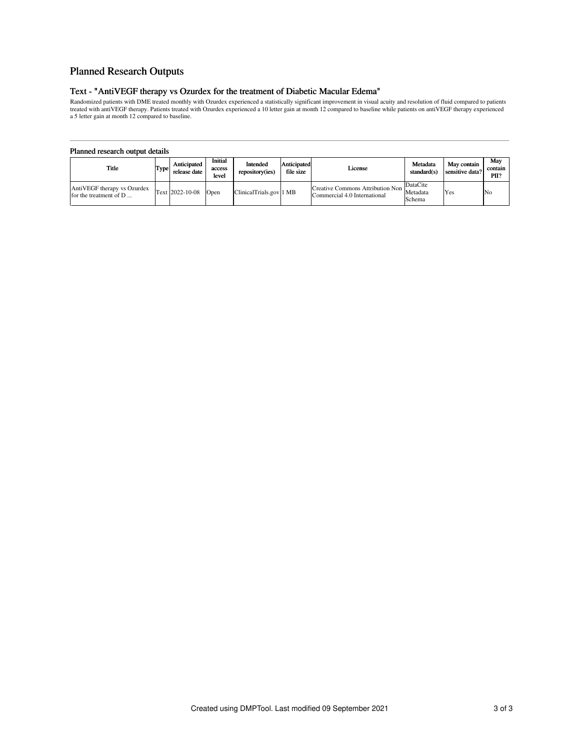# Planned Research Outputs

## Text - "AntiVEGF therapy vs Ozurdex for the treatment of Diabetic Macular Edema"

Randomized patients with DME treated monthly with Ozurdex experienced a statistically significant improvement in visual acuity and resolution of fluid compared to patients treated with antiVEGF therapy. Patients treated with Ozurdex experienced a 10 letter gain at month 12 compared to baseline while patients on antiVEGF therapy experienced a 5 letter gain at month 12 compared to baseline.

---

### Planned research output details

| Title | Type | Anticipated release date | Initial access level | Intended repository(ies) | Anticipated file size | License | Metadata standard(s) | May contain sensitive data? | May contain PII? |
|---|---|---|---|---|---|---|---|---|---|
| AntiVEGF therapy vs Ozurdex for the treatment of D ... | Text | 2022-10-08 | Open | ClinicalTrials.gov | 1 MB | Creative Commons Attribution Non Commercial 4.0 International | DataCite Metadata Schema | Yes | No |